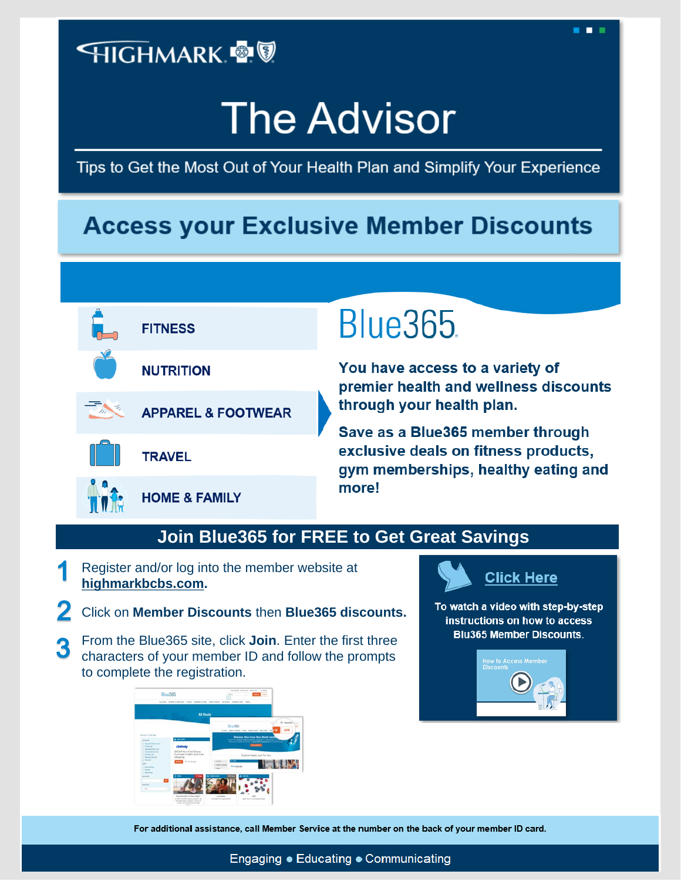HIGHMARK

# The Advisor

Tips to Get the Most Out of Your Health Plan and Simplify Your Experience

## Access your Exclusive Member Discounts

- FITNESS
- NUTRITION
- APPAREL & FOOTWEAR
- TRAVEL
- HOME & FAMILY

## Blue365

**You have access to a variety of premier health and wellness discounts through your health plan.**

**Save as a Blue365 member through exclusive deals on fitness products, gym memberships, healthy eating and more!**

## Join Blue365 for FREE to Get Great Savings

1. Register and/or log into the member website at **highmarkbcbs.com**.
2. Click on **Member Discounts** then **Blue365 discounts.**
3. From the Blue365 site, click **Join**. Enter the first three characters of your member ID and follow the prompts to complete the registration.

**Click Here**

**To watch a video with step-by-step instructions on how to access Blu365 Member Discounts.**

How to Access Member Discounts

**For additional assistance, call Member Service at the number on the back of your member ID card.**

Engaging ● Educating ● Communicating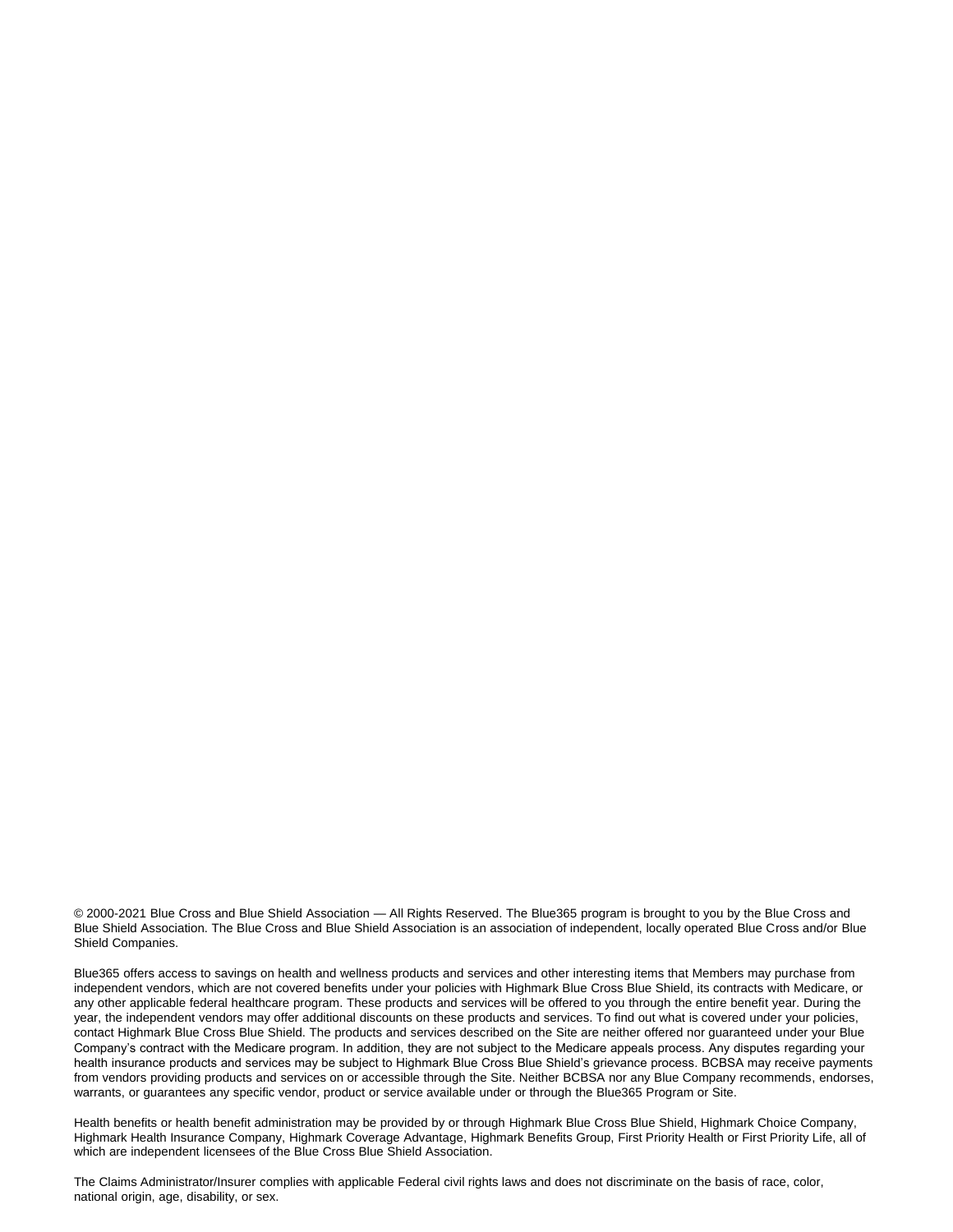© 2000-2021 Blue Cross and Blue Shield Association — All Rights Reserved. The Blue365 program is brought to you by the Blue Cross and Blue Shield Association. The Blue Cross and Blue Shield Association is an association of independent, locally operated Blue Cross and/or Blue Shield Companies.

Blue365 offers access to savings on health and wellness products and services and other interesting items that Members may purchase from independent vendors, which are not covered benefits under your policies with Highmark Blue Cross Blue Shield, its contracts with Medicare, or any other applicable federal healthcare program. These products and services will be offered to you through the entire benefit year. During the year, the independent vendors may offer additional discounts on these products and services. To find out what is covered under your policies, contact Highmark Blue Cross Blue Shield. The products and services described on the Site are neither offered nor guaranteed under your Blue Company's contract with the Medicare program. In addition, they are not subject to the Medicare appeals process. Any disputes regarding your health insurance products and services may be subject to Highmark Blue Cross Blue Shield's grievance process. BCBSA may receive payments from vendors providing products and services on or accessible through the Site. Neither BCBSA nor any Blue Company recommends, endorses, warrants, or guarantees any specific vendor, product or service available under or through the Blue365 Program or Site.

Health benefits or health benefit administration may be provided by or through Highmark Blue Cross Blue Shield, Highmark Choice Company, Highmark Health Insurance Company, Highmark Coverage Advantage, Highmark Benefits Group, First Priority Health or First Priority Life, all of which are independent licensees of the Blue Cross Blue Shield Association.

The Claims Administrator/Insurer complies with applicable Federal civil rights laws and does not discriminate on the basis of race, color, national origin, age, disability, or sex.